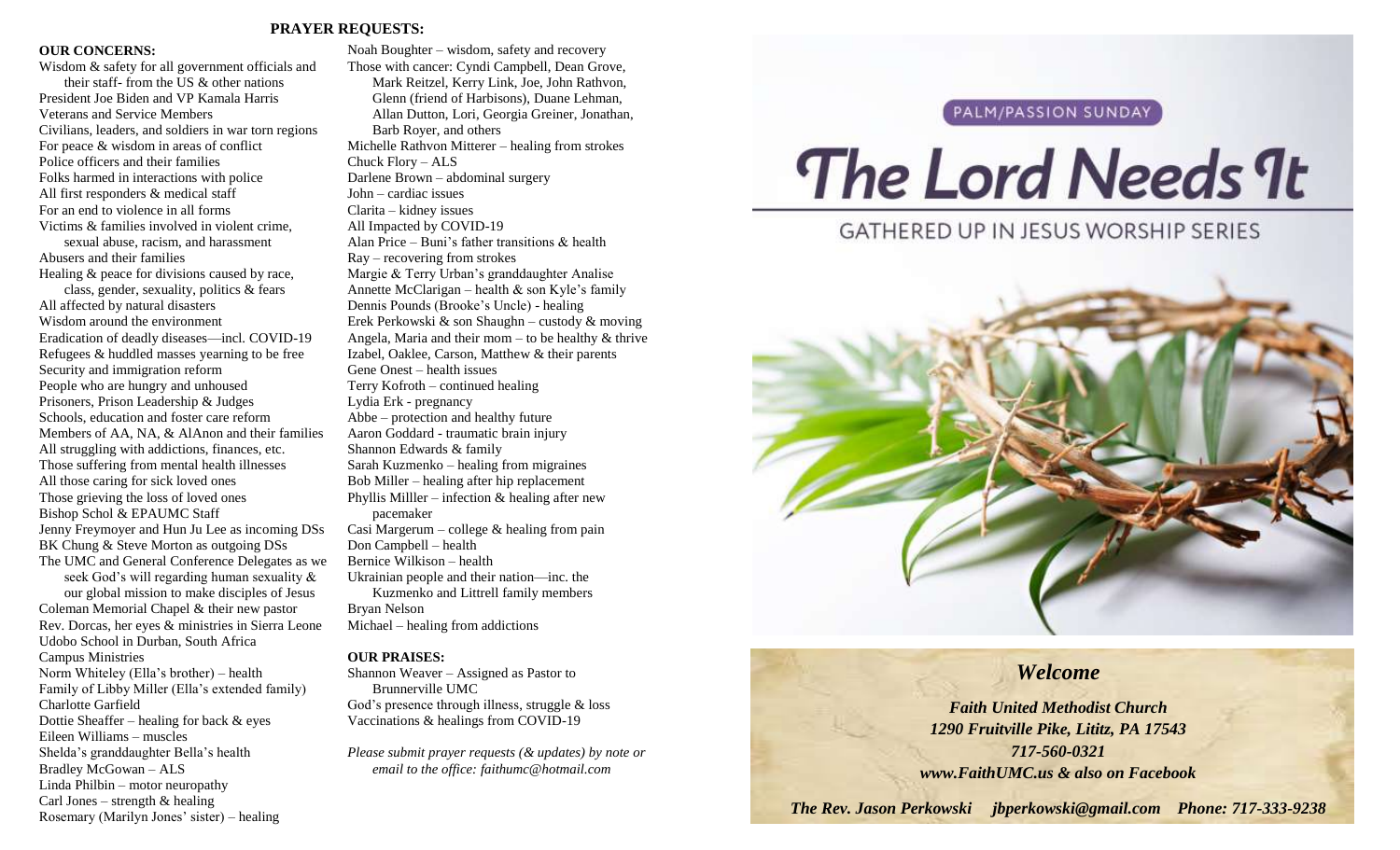## PRAYER REQUESTS:

**OUR CONCERNS:**

Wisdom & safety for all government officials and their staff- from the US & other nations
President Joe Biden and VP Kamala Harris
Veterans and Service Members
Civilians, leaders, and soldiers in war torn regions
For peace & wisdom in areas of conflict
Police officers and their families
Folks harmed in interactions with police
All first responders & medical staff
For an end to violence in all forms
Victims & families involved in violent crime, sexual abuse, racism, and harassment
Abusers and their families
Healing & peace for divisions caused by race, class, gender, sexuality, politics & fears
All affected by natural disasters
Wisdom around the environment
Eradication of deadly diseases—incl. COVID-19
Refugees & huddled masses yearning to be free
Security and immigration reform
People who are hungry and unhoused
Prisoners, Prison Leadership & Judges
Schools, education and foster care reform
Members of AA, NA, & AlAnon and their families
All struggling with addictions, finances, etc.
Those suffering from mental health illnesses
All those caring for sick loved ones
Those grieving the loss of loved ones
Bishop Schol & EPAUMC Staff
Jenny Freymoyer and Hun Ju Lee as incoming DSs
BK Chung & Steve Morton as outgoing DSs
The UMC and General Conference Delegates as we seek God's will regarding human sexuality & our global mission to make disciples of Jesus
Coleman Memorial Chapel & their new pastor
Rev. Dorcas, her eyes & ministries in Sierra Leone
Udobo School in Durban, South Africa
Campus Ministries
Norm Whiteley (Ella's brother) – health
Family of Libby Miller (Ella's extended family)
Charlotte Garfield
Dottie Sheaffer – healing for back & eyes
Eileen Williams – muscles
Shelda's granddaughter Bella's health
Bradley McGowan – ALS
Linda Philbin – motor neuropathy
Carl Jones – strength & healing
Rosemary (Marilyn Jones' sister) – healing
Noah Boughter – wisdom, safety and recovery
Those with cancer: Cyndi Campbell, Dean Grove, Mark Reitzel, Kerry Link, Joe, John Rathvon, Glenn (friend of Harbisons), Duane Lehman, Allan Dutton, Lori, Georgia Greiner, Jonathan, Barb Royer, and others
Michelle Rathvon Mitterer – healing from strokes
Chuck Flory – ALS
Darlene Brown – abdominal surgery
John – cardiac issues
Clarita – kidney issues
All Impacted by COVID-19
Alan Price – Buni's father transitions & health
Ray – recovering from strokes
Margie & Terry Urban's granddaughter Analise
Annette McClarigan – health & son Kyle's family
Dennis Pounds (Brooke's Uncle) - healing
Erek Perkowski & son Shaughn – custody & moving
Angela, Maria and their mom – to be healthy & thrive
Izabel, Oaklee, Carson, Matthew & their parents
Gene Onest – health issues
Terry Kofroth – continued healing
Lydia Erk - pregnancy
Abbe – protection and healthy future
Aaron Goddard - traumatic brain injury
Shannon Edwards & family
Sarah Kuzmenko – healing from migraines
Bob Miller – healing after hip replacement
Phyllis Milller – infection & healing after new pacemaker
Casi Margerum – college & healing from pain
Don Campbell – health
Bernice Wilkison – health
Ukrainian people and their nation—inc. the Kuzmenko and Littrell family members
Bryan Nelson
Michael – healing from addictions

**OUR PRAISES:**

Shannon Weaver – Assigned as Pastor to Brunnerville UMC
God's presence through illness, struggle & loss
Vaccinations & healings from COVID-19

*Please submit prayer requests (& updates) by note or email to the office: faithumc@hotmail.com*

PALM/PASSION SUNDAY

# The Lord Needs It

GATHERED UP IN JESUS WORSHIP SERIES

## *Welcome*

***Faith United Methodist Church***
***1290 Fruitville Pike, Lititz, PA 17543***
***717-560-0321***
***www.FaithUMC.us & also on Facebook***

***The Rev. Jason Perkowski jbperkowski@gmail.com Phone: 717-333-9238***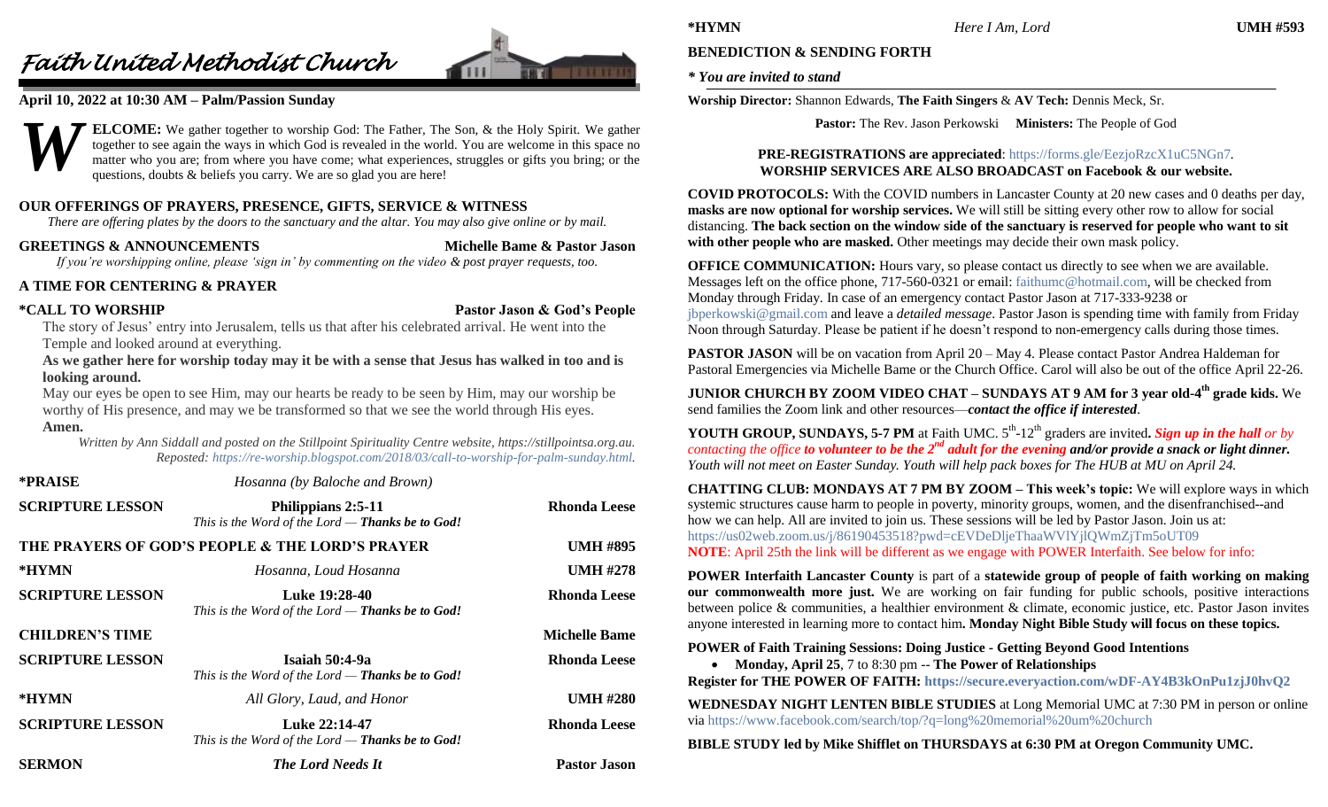# *Faith United Methodist Church*

**April 10, 2022 at 10:30 AM – Palm/Passion Sunday**

**WELCOME:** We gather together to worship God: The Father, The Son, & the Holy Spirit. We gather together to see again the ways in which God is revealed in the world. You are welcome in this space no matter who you are; from where you have come; what experiences, struggles or gifts you bring; or the questions, doubts & beliefs you carry. We are so glad you are here!

**OUR OFFERINGS OF PRAYERS, PRESENCE, GIFTS, SERVICE & WITNESS**

*There are offering plates by the doors to the sanctuary and the altar. You may also give online or by mail.*

**GREETINGS & ANNOUNCEMENTS** — **Michelle Bame & Pastor Jason**

*If you're worshipping online, please 'sign in' by commenting on the video & post prayer requests, too.*

**A TIME FOR CENTERING & PRAYER**

**\*CALL TO WORSHIP** — **Pastor Jason & God's People**

The story of Jesus' entry into Jerusalem, tells us that after his celebrated arrival. He went into the Temple and looked around at everything.

**As we gather here for worship today may it be with a sense that Jesus has walked in too and is looking around.**

May our eyes be open to see Him, may our hearts be ready to be seen by Him, may our worship be worthy of His presence, and may we be transformed so that we see the world through His eyes.

**Amen.**

*Written by Ann Siddall and posted on the Stillpoint Spirituality Centre website, https://stillpointsa.org.au. Reposted: https://re-worship.blogspot.com/2018/03/call-to-worship-for-palm-sunday.html.*

| | | |
|---|---|---|
| **\*PRAISE** | *Hosanna (by Baloche and Brown)* | |
| **SCRIPTURE LESSON** | **Philippians 2:5-11**<br>*This is the Word of the Lord — **Thanks be to God!*** | **Rhonda Leese** |
| **THE PRAYERS OF GOD'S PEOPLE & THE LORD'S PRAYER** | | **UMH #895** |
| **\*HYMN** | *Hosanna, Loud Hosanna* | **UMH #278** |
| **SCRIPTURE LESSON** | **Luke 19:28-40**<br>*This is the Word of the Lord — **Thanks be to God!*** | **Rhonda Leese** |
| **CHILDREN'S TIME** | | **Michelle Bame** |
| **SCRIPTURE LESSON** | **Isaiah 50:4-9a**<br>*This is the Word of the Lord — **Thanks be to God!*** | **Rhonda Leese** |
| **\*HYMN** | *All Glory, Laud, and Honor* | **UMH #280** |
| **SCRIPTURE LESSON** | **Luke 22:14-47**<br>*This is the Word of the Lord — **Thanks be to God!*** | **Rhonda Leese** |
| **SERMON** | ***The Lord Needs It*** | **Pastor Jason** |
| **\*HYMN** | *Here I Am, Lord* | **UMH #593** |

**BENEDICTION & SENDING FORTH**

***\* You are invited to stand***

**Worship Director:** Shannon Edwards, **The Faith Singers** & **AV Tech:** Dennis Meck, Sr.

**Pastor:** The Rev. Jason Perkowski **Ministers:** The People of God

**PRE-REGISTRATIONS are appreciated**: https://forms.gle/EezjoRzcX1uC5NGn7.
**WORSHIP SERVICES ARE ALSO BROADCAST on Facebook & our website.**

**COVID PROTOCOLS:** With the COVID numbers in Lancaster County at 20 new cases and 0 deaths per day, **masks are now optional for worship services.** We will still be sitting every other row to allow for social distancing. **The back section on the window side of the sanctuary is reserved for people who want to sit with other people who are masked.** Other meetings may decide their own mask policy.

**OFFICE COMMUNICATION:** Hours vary, so please contact us directly to see when we are available. Messages left on the office phone, 717-560-0321 or email: faithumc@hotmail.com, will be checked from Monday through Friday. In case of an emergency contact Pastor Jason at 717-333-9238 or jbperkowski@gmail.com and leave a *detailed message*. Pastor Jason is spending time with family from Friday Noon through Saturday. Please be patient if he doesn't respond to non-emergency calls during those times.

**PASTOR JASON** will be on vacation from April 20 – May 4. Please contact Pastor Andrea Haldeman for Pastoral Emergencies via Michelle Bame or the Church Office. Carol will also be out of the office April 22-26.

**JUNIOR CHURCH BY ZOOM VIDEO CHAT – SUNDAYS AT 9 AM for 3 year old-4th grade kids.** We send families the Zoom link and other resources—***contact the office if interested***.

**YOUTH GROUP, SUNDAYS, 5-7 PM** at Faith UMC. 5th-12th graders are invited**. *Sign up in the hall*** *or by contacting the office* ***to volunteer to be the 2nd adult for the evening and/or provide a snack or light dinner.*** *Youth will not meet on Easter Sunday. Youth will help pack boxes for The HUB at MU on April 24.*

**CHATTING CLUB: MONDAYS AT 7 PM BY ZOOM – This week's topic:** We will explore ways in which systemic structures cause harm to people in poverty, minority groups, women, and the disenfranchised--and how we can help. All are invited to join us. These sessions will be led by Pastor Jason. Join us at: https://us02web.zoom.us/j/86190453518?pwd=cEVDeDljeThaaWVlYjlQWmZjTm5oUT09
**NOTE**: April 25th the link will be different as we engage with POWER Interfaith. See below for info:

**POWER Interfaith Lancaster County** is part of a **statewide group of people of faith working on making our commonwealth more just.** We are working on fair funding for public schools, positive interactions between police & communities, a healthier environment & climate, economic justice, etc. Pastor Jason invites anyone interested in learning more to contact him**. Monday Night Bible Study will focus on these topics.**

**POWER of Faith Training Sessions: Doing Justice - Getting Beyond Good Intentions**

- **Monday, April 25**, 7 to 8:30 pm -- **The Power of Relationships**

**Register for THE POWER OF FAITH: https://secure.everyaction.com/wDF-AY4B3kOnPu1zjJ0hvQ2**

**WEDNESDAY NIGHT LENTEN BIBLE STUDIES** at Long Memorial UMC at 7:30 PM in person or online via https://www.facebook.com/search/top/?q=long%20memorial%20um%20church

**BIBLE STUDY led by Mike Shifflet on THURSDAYS at 6:30 PM at Oregon Community UMC.**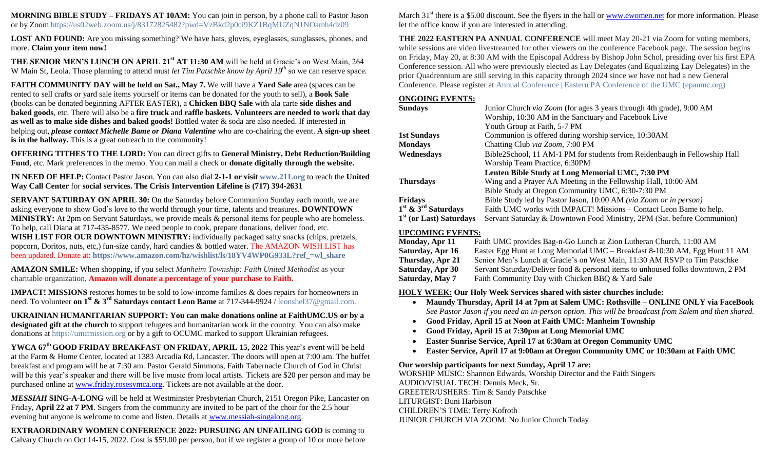**MORNING BIBLE STUDY – FRIDAYS AT 10AM:** You can join in person, by a phone call to Pastor Jason or by Zoom https://us02web.zoom.us/j/83172825482?pwd=VzBkd2p0ci9KZ1BqMUZqN1NOamh4dz09

**LOST AND FOUND:** Are you missing something? We have hats, gloves, eyeglasses, sunglasses, phones, and more. **Claim your item now!**

**THE SENIOR MEN'S LUNCH ON APRIL 21st AT 11:30 AM** will be held at Gracie's on West Main, 264 W Main St, Leola. Those planning to attend must *let Tim Patschke know by April 19th* so we can reserve space.

**FAITH COMMUNITY DAY will be held on Sat., May 7.** We will have a **Yard Sale** area (spaces can be rented to sell crafts or yard sale items yourself or items can be donated for the youth to sell), a **Book Sale** (books can be donated beginning AFTER EASTER), a **Chicken BBQ Sale** with ala carte **side dishes and baked goods**, etc. There will also be a **fire truck** and **raffle baskets. Volunteers are needed to work that day as well as to make side dishes and baked goods!** Bottled water & soda are also needed. If interested in helping out, ***please contact Michelle Bame or Diana Valentine*** who are co-chairing the event. **A sign-up sheet is in the hallway.** This is a great outreach to the community!

**OFFERING TITHES TO THE LORD:** You can direct gifts to **General Ministry, Debt Reduction/Building Fund**, etc. Mark preferences in the memo. You can mail a check or **donate digitally through the website.**

**IN NEED OF HELP:** Contact Pastor Jason. You can also dial **2-1-1 or visit www.211.org** to reach the **United Way Call Center** for **social services. The Crisis Intervention Lifeline is (717) 394-2631**

**SERVANT SATURDAY ON APRIL 30:** On the Saturday before Communion Sunday each month, we are asking everyone to show God's love to the world through your time, talents and treasures. **DOWNTOWN MINISTRY:** At 2pm on Servant Saturdays, we provide meals & personal items for people who are homeless. To help, call Diana at 717-435-8577. We need people to cook, prepare donations, deliver food, etc.
**WISH LIST FOR OUR DOWNTOWN MINISTRY:** individually packaged salty snacks (chips, pretzels, popcorn, Doritos, nuts, etc,) fun-size candy, hard candies & bottled water. The AMAZON WISH LIST has been updated. Donate at: **https://www.amazon.com/hz/wishlist/ls/18YV4WP0G933L?ref_=wl_share**

**AMAZON SMILE:** When shopping, if you select *Manheim Township: Faith United Methodist* as your charitable organization, **Amazon will donate a percentage of your purchase to Faith.**

**IMPACT! MISSIONS** restores homes to be sold to low-income families & does repairs for homeowners in need. To volunteer **on 1st & 3rd Saturdays contact Leon Bame** at 717-344-9924 / leonshel37@gmail.com.

**UKRAINIAN HUMANITARIAN SUPPORT: You can make donations online at FaithUMC.US or by a designated gift at the church** to support refugees and humanitarian work in the country. You can also make donations at https://umcmission.org or by a gift to OCUMC marked to support Ukrainian refugees.

**YWCA 67th GOOD FRIDAY BREAKFAST ON FRIDAY, APRIL 15, 2022** This year's event will be held at the Farm & Home Center, located at 1383 Arcadia Rd, Lancaster. The doors will open at 7:00 am. The buffet breakfast and program will be at 7:30 am. Pastor Gerald Simmons, Faith Tabernacle Church of God in Christ will be this year's speaker and there will be live music from local artists. Tickets are $20 per person and may be purchased online at www.friday.rosesymca.org. Tickets are not available at the door.

***MESSIAH* SING-A-LONG** will be held at Westminster Presbyterian Church, 2151 Oregon Pike, Lancaster on Friday, **April 22 at 7 PM**. Singers from the community are invited to be part of the choir for the 2.5 hour evening but anyone is welcome to come and listen. Details at www.messiah-singalong.org.

**EXTRAORDINARY WOMEN CONFERENCE 2022: PURSUING AN UNFAILING GOD** is coming to Calvary Church on Oct 14-15, 2022. Cost is $59.00 per person, but if we register a group of 10 or more before March 31st there is a $5.00 discount. See the flyers in the hall or www.ewomen.net for more information. Please let the office know if you are interested in attending.

**THE 2022 EASTERN PA ANNUAL CONFERENCE** will meet May 20-21 via Zoom for voting members, while sessions are video livestreamed for other viewers on the conference Facebook page. The session begins on Friday, May 20, at 8:30 AM with the Episcopal Address by Bishop John Schol, presiding over his first EPA Conference session. All who were previously elected as Lay Delegates (and Equalizing Lay Delegates) in the prior Quadrennium are still serving in this capacity through 2024 since we have not had a new General Conference. Please register at Annual Conference | Eastern PA Conference of the UMC (epaumc.org)

**ONGOING EVENTS:**

| | |
|---|---|
| **Sundays** | Junior Church *via Zoom* (for ages 3 years through 4th grade), 9:00 AM |
| | Worship, 10:30 AM in the Sanctuary and Facebook Live |
| | Youth Group at Faith, 5-7 PM |
| **1st Sundays** | Communion is offered during worship service, 10:30AM |
| **Mondays** | Chatting Club *via Zoom*, 7:00 PM |
| **Wednesdays** | Bible2School, 11 AM-1 PM for students from Reidenbaugh in Fellowship Hall |
| | Worship Team Practice, 6:30PM |
| | **Lenten Bible Study at Long Memorial UMC, 7:30 PM** |
| **Thursdays** | Wing and a Prayer AA Meeting in the Fellowship Hall, 10:00 AM |
| | Bible Study at Oregon Community UMC, 6:30-7:30 PM |
| **Fridays** | Bible Study led by Pastor Jason, 10:00 AM *(via Zoom or in person)* |
| **1st & 3rd Saturdays** | Faith UMC works with IMPACT! Missions – Contact Leon Bame to help. |
| **1st (or Last) Saturdays** | Servant Saturday & Downtown Food Ministry, 2PM (Sat. before Communion) |

**UPCOMING EVENTS:**

| | |
|---|---|
| **Monday, Apr 11** | Faith UMC provides Bag-n-Go Lunch at Zion Lutheran Church, 11:00 AM |
| **Saturday, Apr 16** | Easter Egg Hunt at Long Memorial UMC – Breakfast 8-10:30 AM, Egg Hunt 11 AM |
| **Thursday, Apr 21** | Senior Men's Lunch at Gracie's on West Main, 11:30 AM RSVP to Tim Patschke |
| **Saturday, Apr 30** | Servant Saturday/Deliver food & personal items to unhoused folks downtown, 2 PM |
| **Saturday, May 7** | Faith Community Day with Chicken BBQ & Yard Sale |

**HOLY WEEK: Our Holy Week Services shared with sister churches include:**

- **Maundy Thursday, April 14 at 7pm at Salem UMC: Rothsville – ONLINE ONLY via FaceBook** *See Pastor Jason if you need an in-person option. This will be broadcast from Salem and then shared.*
- **Good Friday, April 15 at Noon at Faith UMC: Manheim Township**
- **Good Friday, April 15 at 7:30pm at Long Memorial UMC**
- **Easter Sunrise Service, April 17 at 6:30am at Oregon Community UMC**
- **Easter Service, April 17 at 9:00am at Oregon Community UMC or 10:30am at Faith UMC**

**Our worship participants for next Sunday, April 17 are:**
WORSHIP MUSIC: Shannon Edwards, Worship Director and the Faith Singers
AUDIO/VISUAL TECH: Dennis Meck, Sr.
GREETER/USHERS: Tim & Sandy Patschke
LITURGIST: Buni Harbison
CHILDREN'S TIME: Terry Kofroth
JUNIOR CHURCH VIA ZOOM: No Junior Church Today